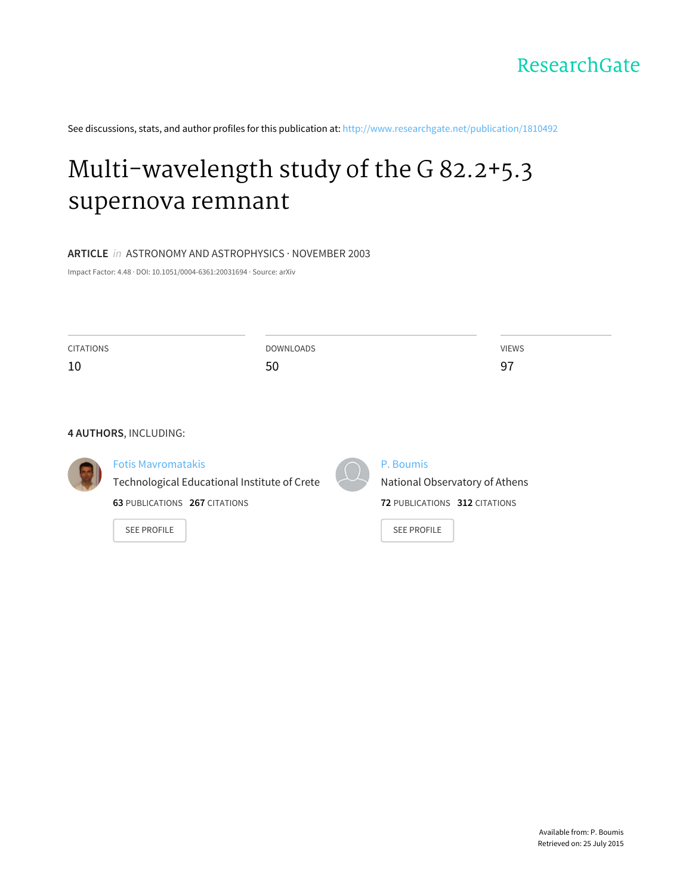ResearchGate

See discussions, stats, and author profiles for this publication at: http://www.researchgate.net/publication/1810492

# Multi-wavelength study of the G 82.2+5.3 supernova remnant

**ARTICLE** *in* ASTRONOMY AND ASTROPHYSICS · NOVEMBER 2003

Impact Factor: 4.48 · DOI: 10.1051/0004-6361:20031694 · Source: arXiv

| CITATIONS | DOWNLOADS | VIEWS |
|---|---|---|
| 10 | 50 | 97 |

**4 AUTHORS**, INCLUDING:

Fotis Mavromatakis
Technological Educational Institute of Crete
**63** PUBLICATIONS **267** CITATIONS

SEE PROFILE

P. Boumis
National Observatory of Athens
**72** PUBLICATIONS **312** CITATIONS

SEE PROFILE

Available from: P. Boumis
Retrieved on: 25 July 2015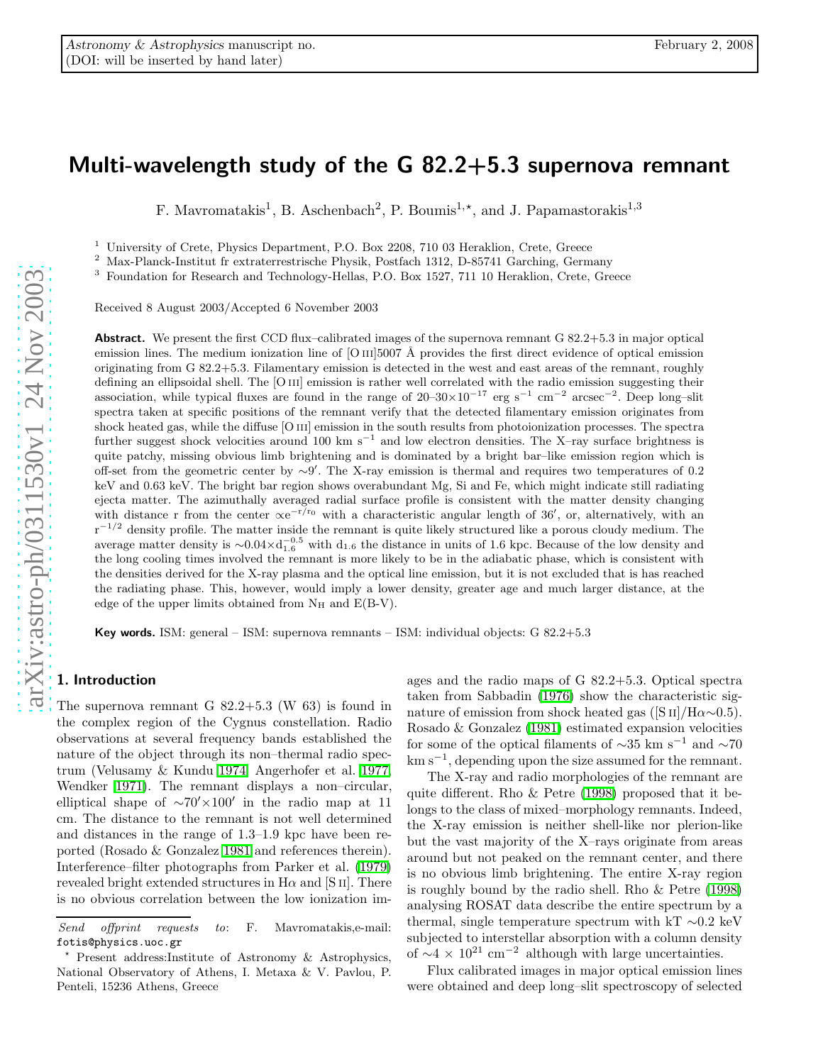# Multi-wavelength study of the G 82.2+5.3 supernova remnant

F. Mavromatakis[1], B. Aschenbach[2], P. Boumis[1,⋆], and J. Papamastorakis[1,3]

[1] University of Crete, Physics Department, P.O. Box 2208, 710 03 Heraklion, Crete, Greece

[2] Max-Planck-Institut fr extraterrestrische Physik, Postfach 1312, D-85741 Garching, Germany

[3] Foundation for Research and Technology-Hellas, P.O. Box 1527, 711 10 Heraklion, Crete, Greece

Received 8 August 2003/Accepted 6 November 2003

**Abstract.** We present the first CCD flux–calibrated images of the supernova remnant G 82.2+5.3 in major optical emission lines. The medium ionization line of [O III]5007 Å provides the first direct evidence of optical emission originating from G 82.2+5.3. Filamentary emission is detected in the west and east areas of the remnant, roughly defining an ellipsoidal shell. The [O III] emission is rather well correlated with the radio emission suggesting their association, while typical fluxes are found in the range of 20–30$\times10^{-17}$ erg s$^{-1}$ cm$^{-2}$ arcsec$^{-2}$. Deep long–slit spectra taken at specific positions of the remnant verify that the detected filamentary emission originates from shock heated gas, while the diffuse [O III] emission in the south results from photoionization processes. The spectra further suggest shock velocities around 100 km s$^{-1}$ and low electron densities. The X–ray surface brightness is quite patchy, missing obvious limb brightening and is dominated by a bright bar–like emission region which is off-set from the geometric center by $\sim9'$. The X–ray emission is thermal and requires two temperatures of 0.2 keV and 0.63 keV. The bright bar region shows overabundant Mg, Si and Fe, which might indicate still radiating ejecta matter. The azimuthally averaged radial surface profile is consistent with the matter density changing with distance r from the center $\propto e^{-r/r_0}$ with a characteristic angular length of 36′, or, alternatively, with an $r^{-1/2}$ density profile. The matter inside the remnant is quite likely structured like a porous cloudy medium. The average matter density is $\sim0.04\times d_{1.6}^{-0.5}$ with $d_{1.6}$ the distance in units of 1.6 kpc. Because of the low density and the long cooling times involved the remnant is more likely to be in the adiabatic phase, which is consistent with the densities derived for the X-ray plasma and the optical line emission, but it is not excluded that is has reached the radiating phase. This, however, would imply a lower density, greater age and much larger distance, at the edge of the upper limits obtained from $N_H$ and E(B-V).

**Key words.** ISM: general – ISM: supernova remnants – ISM: individual objects: G 82.2+5.3

## 1. Introduction

The supernova remnant G 82.2+5.3 (W 63) is found in the complex region of the Cygnus constellation. Radio observations at several frequency bands established the nature of the object through its non–thermal radio spectrum (Velusamy & Kundu 1974, Angerhofer et al. 1977, Wendker 1971). The remnant displays a non–circular, elliptical shape of $\sim70'\times100'$ in the radio map at 11 cm. The distance to the remnant is not well determined and distances in the range of 1.3–1.9 kpc have been reported (Rosado & Gonzalez 1981 and references therein). Interference–filter photographs from Parker et al. (1979) revealed bright extended structures in Hα and [S II]. There is no obvious correlation between the low ionization images and the radio maps of G 82.2+5.3. Optical spectra taken from Sabbadin (1976) show the characteristic signature of emission from shock heated gas ([S II]/Hα∼0.5). Rosado & Gonzalez (1981) estimated expansion velocities for some of the optical filaments of ∼35 km s$^{-1}$ and ∼70 km s$^{-1}$, depending upon the size assumed for the remnant.

The X-ray and radio morphologies of the remnant are quite different. Rho & Petre (1998) proposed that it belongs to the class of mixed–morphology remnants. Indeed, the X-ray emission is neither shell-like nor plerion-like but the vast majority of the X–rays originate from areas around but not peaked on the remnant center, and there is no obvious limb brightening. The entire X-ray region is roughly bound by the radio shell. Rho & Petre (1998) analysing ROSAT data describe the entire spectrum by a thermal, single temperature spectrum with kT ∼0.2 keV subjected to interstellar absorption with a column density of $\sim4\times10^{21}$ cm$^{-2}$ although with large uncertainties.

Flux calibrated images in major optical emission lines were obtained and deep long–slit spectroscopy of selected

*Send offprint requests to*: F. Mavromatakis, e-mail: fotis@physics.uoc.gr

⋆ Present address: Institute of Astronomy & Astrophysics, National Observatory of Athens, I. Metaxa & V. Pavlou, P. Penteli, 15236 Athens, Greece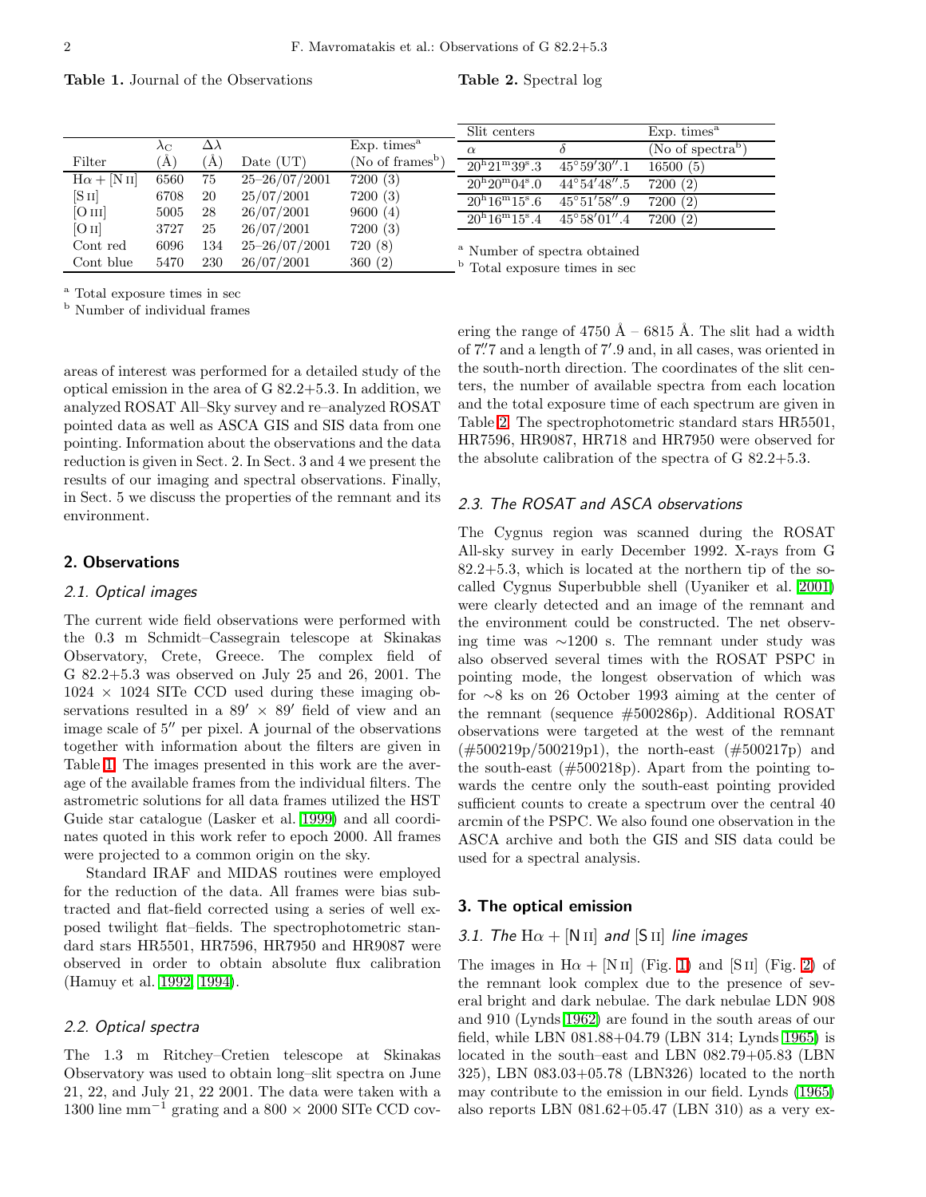**Table 1.** Journal of the Observations

| Filter | $\lambda_C$ (Å) | $\Delta\lambda$ (Å) | Date (UT) | Exp. times[a] (No of frames[b]) |
|---|---|---|---|---|
| H$\alpha$ + [N II] | 6560 | 75 | 25–26/07/2001 | 7200 (3) |
| [S II] | 6708 | 20 | 25/07/2001 | 7200 (3) |
| [O III] | 5005 | 28 | 26/07/2001 | 9600 (4) |
| [O II] | 3727 | 25 | 26/07/2001 | 7200 (3) |
| Cont red | 6096 | 134 | 25–26/07/2001 | 720 (8) |
| Cont blue | 5470 | 230 | 26/07/2001 | 360 (2) |

[a] Total exposure times in sec
[b] Number of individual frames

**Table 2.** Spectral log

| Slit centers $\alpha$ | Slit centers $\delta$ | Exp. times[a] (No of spectra[b]) |
|---|---|---|
| $20^h21^m39^s.3$ | $45°59'30''.1$ | 16500 (5) |
| $20^h20^m04^s.0$ | $44°54'48''.5$ | 7200 (2) |
| $20^h16^m15^s.6$ | $45°51'58''.9$ | 7200 (2) |
| $20^h16^m15^s.4$ | $45°58'01''.4$ | 7200 (2) |

[a] Number of spectra obtained
[b] Total exposure times in sec

areas of interest was performed for a detailed study of the optical emission in the area of G 82.2+5.3. In addition, we analyzed ROSAT All–Sky survey and re–analyzed ROSAT pointed data as well as ASCA GIS and SIS data from one pointing. Information about the observations and the data reduction is given in Sect. 2. In Sect. 3 and 4 we present the results of our imaging and spectral observations. Finally, in Sect. 5 we discuss the properties of the remnant and its environment.

## 2. Observations

### 2.1. Optical images

The current wide field observations were performed with the 0.3 m Schmidt–Cassegrain telescope at Skinakas Observatory, Crete, Greece. The complex field of G 82.2+5.3 was observed on July 25 and 26, 2001. The 1024 × 1024 SITe CCD used during these imaging observations resulted in a 89′ × 89′ field of view and an image scale of 5″ per pixel. A journal of the observations together with information about the filters are given in Table 1. The images presented in this work are the average of the available frames from the individual filters. The astrometric solutions for all data frames utilized the HST Guide star catalogue (Lasker et al. 1999) and all coordinates quoted in this work refer to epoch 2000. All frames were projected to a common origin on the sky.

Standard IRAF and MIDAS routines were employed for the reduction of the data. All frames were bias subtracted and flat-field corrected using a series of well exposed twilight flat–fields. The spectrophotometric standard stars HR5501, HR7596, HR7950 and HR9087 were observed in order to obtain absolute flux calibration (Hamuy et al. 1992, 1994).

### 2.2. Optical spectra

The 1.3 m Ritchey–Cretien telescope at Skinakas Observatory was used to obtain long–slit spectra on June 21, 22, and July 21, 22 2001. The data were taken with a 1300 line mm$^{-1}$ grating and a 800 × 2000 SITe CCD covering the range of 4750 Å – 6815 Å. The slit had a width of 7″.7 and a length of 7′.9 and, in all cases, was oriented in the south-north direction. The coordinates of the slit centers, the number of available spectra from each location and the total exposure time of each spectrum are given in Table 2. The spectrophotometric standard stars HR5501, HR7596, HR9087, HR718 and HR7950 were observed for the absolute calibration of the spectra of G 82.2+5.3.

### 2.3. The ROSAT and ASCA observations

The Cygnus region was scanned during the ROSAT All-sky survey in early December 1992. X-rays from G 82.2+5.3, which is located at the northern tip of the so-called Cygnus Superbubble shell (Uyaniker et al. 2001) were clearly detected and an image of the remnant and the environment could be constructed. The net observing time was ∼1200 s. The remnant under study was also observed several times with the ROSAT PSPC in pointing mode, the longest observation of which was for ∼8 ks on 26 October 1993 aiming at the center of the remnant (sequence #500286p). Additional ROSAT observations were targeted at the west of the remnant (#500219p/500219p1), the north-east (#500217p) and the south-east (#500218p). Apart from the pointing towards the centre only the south-east pointing provided sufficient counts to create a spectrum over the central 40 arcmin of the PSPC. We also found one observation in the ASCA archive and both the GIS and SIS data could be used for a spectral analysis.

## 3. The optical emission

### 3.1. The H$\alpha$ + [N II] and [S II] line images

The images in H$\alpha$ + [N II] (Fig. 1) and [S II] (Fig. 2) of the remnant look complex due to the presence of several bright and dark nebulae. The dark nebulae LDN 908 and 910 (Lynds 1962) are found in the south areas of our field, while LBN 081.88+04.79 (LBN 314; Lynds 1965) is located in the south–east and LBN 082.79+05.83 (LBN 325), LBN 083.03+05.78 (LBN326) located to the north may contribute to the emission in our field. Lynds (1965) also reports LBN 081.62+05.47 (LBN 310) as a very ex-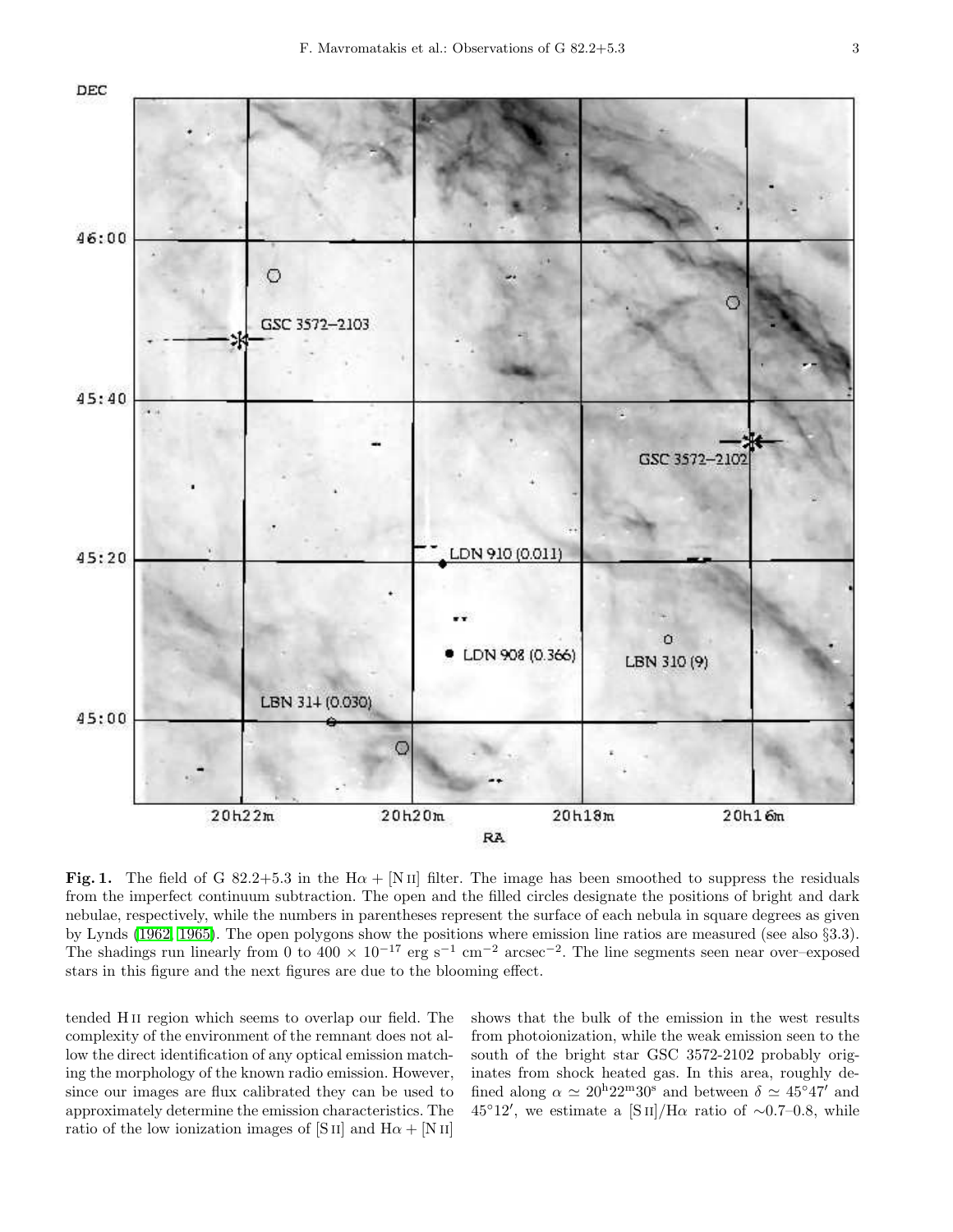**Fig. 1.** The field of G 82.2+5.3 in the H$\alpha$ + [N II] filter. The image has been smoothed to suppress the residuals from the imperfect continuum subtraction. The open and the filled circles designate the positions of bright and dark nebulae, respectively, while the numbers in parentheses represent the surface of each nebula in square degrees as given by Lynds (1962, 1965). The open polygons show the positions where emission line ratios are measured (see also §3.3). The shadings run linearly from 0 to 400 $\times$ $10^{-17}$ erg s$^{-1}$ cm$^{-2}$ arcsec$^{-2}$. The line segments seen near over–exposed stars in this figure and the next figures are due to the blooming effect.

tended H II region which seems to overlap our field. The complexity of the environment of the remnant does not allow the direct identification of any optical emission matching the morphology of the known radio emission. However, since our images are flux calibrated they can be used to approximately determine the emission characteristics. The ratio of the low ionization images of [S II] and H$\alpha$ + [N II] shows that the bulk of the emission in the west results from photoionization, while the weak emission seen to the south of the bright star GSC 3572-2102 probably originates from shock heated gas. In this area, roughly defined along $\alpha \simeq 20^{\rm h}22^{\rm m}30^{\rm s}$ and between $\delta \simeq 45°47'$ and $45°12'$, we estimate a [S II]/H$\alpha$ ratio of $\sim$0.7–0.8, while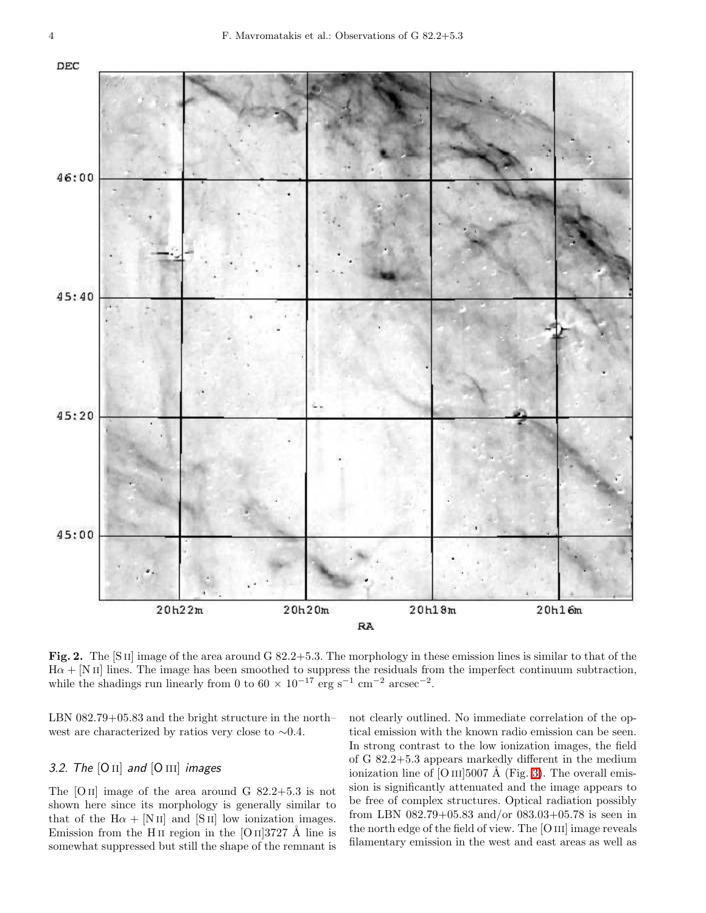**Fig. 2.** The [S II] image of the area around G 82.2+5.3. The morphology in these emission lines is similar to that of the H$\alpha$ + [N II] lines. The image has been smoothed to suppress the residuals from the imperfect continuum subtraction, while the shadings run linearly from 0 to 60 $\times$ $10^{-17}$ erg s$^{-1}$ cm$^{-2}$ arcsec$^{-2}$.

LBN 082.79+05.83 and the bright structure in the north–west are characterized by ratios very close to ∼0.4.

### 3.2. The [O II] and [O III] images

The [O II] image of the area around G 82.2+5.3 is not shown here since its morphology is generally similar to that of the H$\alpha$ + [N II] and [S II] low ionization images. Emission from the H II region in the [O II]3727 Å line is somewhat suppressed but still the shape of the remnant is not clearly outlined. No immediate correlation of the optical emission with the known radio emission can be seen. In strong contrast to the low ionization images, the field of G 82.2+5.3 appears markedly different in the medium ionization line of [O III]5007 Å (Fig. 3). The overall emission is significantly attenuated and the image appears to be free of complex structures. Optical radiation possibly from LBN 082.79+05.83 and/or 083.03+05.78 is seen in the north edge of the field of view. The [O III] image reveals filamentary emission in the west and east areas as well as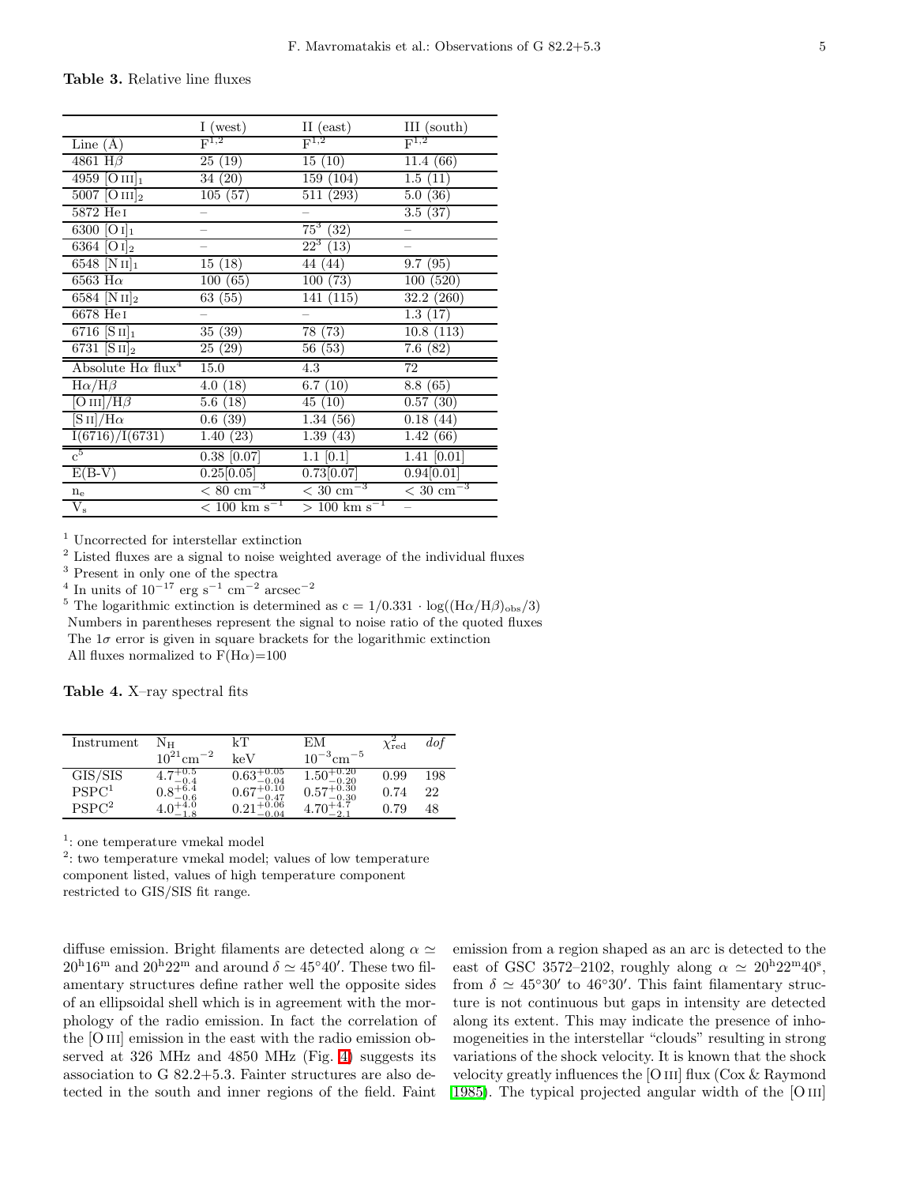**Table 3.** Relative line fluxes

| | I (west) | II (east) | III (south) |
|---|---|---|---|
| Line (Å) | F[1,2] | F[1,2] | F[1,2] |
| 4861 Hβ | 25 (19) | 15 (10) | 11.4 (66) |
| 4959 [O III]$_1$ | 34 (20) | 159 (104) | 1.5 (11) |
| 5007 [O III]$_2$ | 105 (57) | 511 (293) | 5.0 (36) |
| 5872 He I | – | – | 3.5 (37) |
| 6300 [O I]$_1$ | – | 75[3] (32) | – |
| 6364 [O I]$_2$ | – | 22[3] (13) | – |
| 6548 [N II]$_1$ | 15 (18) | 44 (44) | 9.7 (95) |
| 6563 Hα | 100 (65) | 100 (73) | 100 (520) |
| 6584 [N II]$_2$ | 63 (55) | 141 (115) | 32.2 (260) |
| 6678 He I | – | – | 1.3 (17) |
| 6716 [S II]$_1$ | 35 (39) | 78 (73) | 10.8 (113) |
| 6731 [S II]$_2$ | 25 (29) | 56 (53) | 7.6 (82) |
| Absolute Hα flux[4] | 15.0 | 4.3 | 72 |
| Hα/Hβ | 4.0 (18) | 6.7 (10) | 8.8 (65) |
| [O III]/Hβ | 5.6 (18) | 45 (10) | 0.57 (30) |
| [S II]/Hα | 0.6 (39) | 1.34 (56) | 0.18 (44) |
| I(6716)/I(6731) | 1.40 (23) | 1.39 (43) | 1.42 (66) |
| c[5] | 0.38 [0.07] | 1.1 [0.1] | 1.41 [0.01] |
| E(B-V) | 0.25[0.05] | 0.73[0.07] | 0.94[0.01] |
| $n_e$ | < 80 $cm^{-3}$ | < 30 $cm^{-3}$ | < 30 $cm^{-3}$ |
| $V_s$ | < 100 km $s^{-1}$ | > 100 km $s^{-1}$ | – |

[1] Uncorrected for interstellar extinction
[2] Listed fluxes are a signal to noise weighted average of the individual fluxes
[3] Present in only one of the spectra
[4] In units of $10^{-17}$ erg $s^{-1}$ $cm^{-2}$ $arcsec^{-2}$
[5] The logarithmic extinction is determined as $c = 1/0.331 \cdot \log((H\alpha/H\beta)_{obs}/3)$
Numbers in parentheses represent the signal to noise ratio of the quoted fluxes
The 1σ error is given in square brackets for the logarithmic extinction
All fluxes normalized to F(Hα)=100

**Table 4.** X–ray spectral fits

| Instrument | $N_H$ $10^{21}cm^{-2}$ | kT keV | EM $10^{-3}cm^{-5}$ | $\chi^2_{red}$ | *dof* |
|---|---|---|---|---|---|
| GIS/SIS | $4.7^{+0.5}_{-0.4}$ | $0.63^{+0.05}_{-0.04}$ | $1.50^{+0.20}_{-0.20}$ | 0.99 | 198 |
| PSPC[1] | $0.8^{+6.4}_{-0.6}$ | $0.67^{+0.10}_{-0.47}$ | $0.57^{+0.30}_{-0.30}$ | 0.74 | 22 |
| PSPC[2] | $4.0^{+4.0}_{-1.8}$ | $0.21^{+0.06}_{-0.04}$ | $4.70^{+4.7}_{-2.1}$ | 0.79 | 48 |

[1]: one temperature vmekal model
[2]: two temperature vmekal model; values of low temperature component listed, values of high temperature component restricted to GIS/SIS fit range.

diffuse emission. Bright filaments are detected along $\alpha \simeq 20^h16^m$ and $20^h22^m$ and around $\delta \simeq 45°40'$. These two filamentary structures define rather well the opposite sides of an ellipsoidal shell which is in agreement with the morphology of the radio emission. In fact the correlation of the [O III] emission in the east with the radio emission observed at 326 MHz and 4850 MHz (Fig. 4) suggests its association to G 82.2+5.3. Fainter structures are also detected in the south and inner regions of the field. Faint emission from a region shaped as an arc is detected to the east of GSC 3572–2102, roughly along $\alpha \simeq 20^h22^m40^s$, from $\delta \simeq 45°30'$ to $46°30'$. This faint filamentary structure is not continuous but gaps in intensity are detected along its extent. This may indicate the presence of inhomogeneities in the interstellar "clouds" resulting in strong variations of the shock velocity. It is known that the shock velocity greatly influences the [O III] flux (Cox & Raymond 1985). The typical projected angular width of the [O III]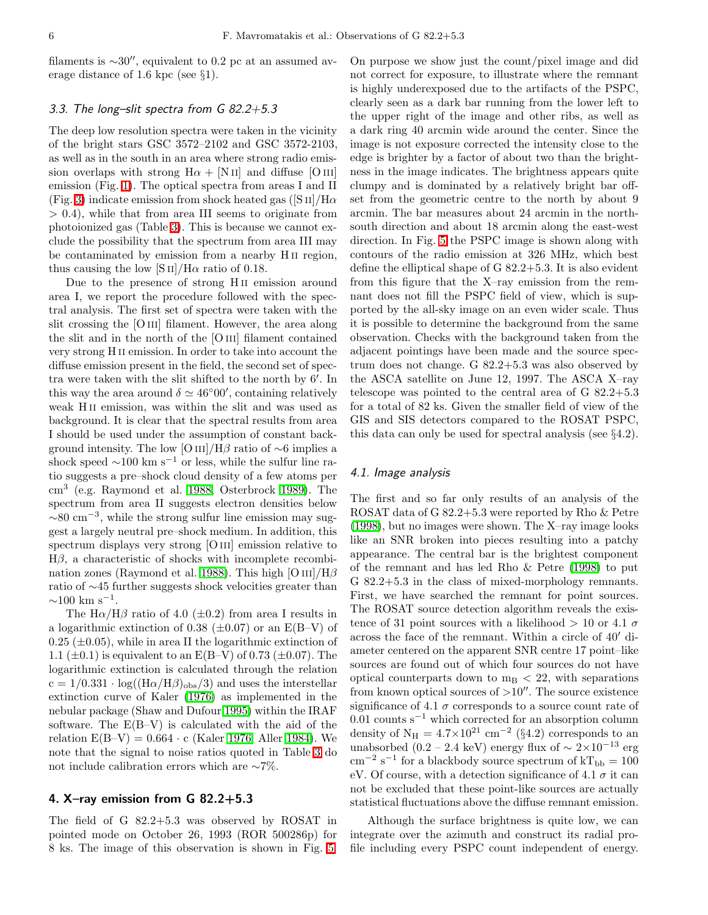filaments is $\sim 30''$, equivalent to 0.2 pc at an assumed average distance of 1.6 kpc (see §1).

### 3.3. The long–slit spectra from G 82.2+5.3

The deep low resolution spectra were taken in the vicinity of the bright stars GSC 3572–2102 and GSC 3572-2103, as well as in the south in an area where strong radio emission overlaps with strong H$\alpha$ + [N II] and diffuse [O III] emission (Fig. 1). The optical spectra from areas I and II (Fig. 3) indicate emission from shock heated gas ([S II]/H$\alpha$ > 0.4), while that from area III seems to originate from photoionized gas (Table 3). This is because we cannot exclude the possibility that the spectrum from area III may be contaminated by emission from a nearby H II region, thus causing the low [S II]/H$\alpha$ ratio of 0.18.

Due to the presence of strong H II emission around area I, we report the procedure followed with the spectral analysis. The first set of spectra were taken with the slit crossing the [O III] filament. However, the area along the slit and in the north of the [O III] filament contained very strong H II emission. In order to take into account the diffuse emission present in the field, the second set of spectra were taken with the slit shifted to the north by $6'$. In this way the area around $\delta \simeq 46°00'$, containing relatively weak H II emission, was within the slit and was used as background. It is clear that the spectral results from area I should be used under the assumption of constant background intensity. The low [O III]/H$\beta$ ratio of $\sim$6 implies a shock speed $\sim$100 km s$^{-1}$ or less, while the sulfur line ratio suggests a pre–shock cloud density of a few atoms per cm$^3$ (e.g. Raymond et al. 1988; Osterbrock 1989). The spectrum from area II suggests electron densities below $\sim$80 cm$^{-3}$, while the strong sulfur line emission may suggest a largely neutral pre–shock medium. In addition, this spectrum displays very strong [O III] emission relative to H$\beta$, a characteristic of shocks with incomplete recombination zones (Raymond et al. 1988). This high [O III]/H$\beta$ ratio of $\sim$45 further suggests shock velocities greater than $\sim$100 km s$^{-1}$.

The H$\alpha$/H$\beta$ ratio of 4.0 ($\pm$0.2) from area I results in a logarithmic extinction of 0.38 ($\pm$0.07) or an E(B–V) of 0.25 ($\pm$0.05), while in area II the logarithmic extinction of 1.1 ($\pm$0.1) is equivalent to an E(B–V) of 0.73 ($\pm$0.07). The logarithmic extinction is calculated through the relation $c = 1/0.331 \cdot \log((H\alpha/H\beta)_{obs}/3)$ and uses the interstellar extinction curve of Kaler (1976) as implemented in the nebular package (Shaw and Dufour 1995) within the IRAF software. The E(B–V) is calculated with the aid of the relation E(B–V) = $0.664 \cdot c$ (Kaler 1976; Aller 1984). We note that the signal to noise ratios quoted in Table 3 do not include calibration errors which are $\sim$7%.

## 4. X–ray emission from G 82.2+5.3

The field of G 82.2+5.3 was observed by ROSAT in pointed mode on October 26, 1993 (ROR 500286p) for 8 ks. The image of this observation is shown in Fig. 5. On purpose we show just the count/pixel image and did not correct for exposure, to illustrate where the remnant is highly underexposed due to the artifacts of the PSPC, clearly seen as a dark bar running from the lower left to the upper right of the image and other ribs, as well as a dark ring 40 arcmin wide around the center. Since the image is not exposure corrected the intensity close to the edge is brighter by a factor of about two than the brightness in the image indicates. The brightness appears quite clumpy and is dominated by a relatively bright bar offset from the geometric centre to the north by about 9 arcmin. The bar measures about 24 arcmin in the north-south direction and about 18 arcmin along the east-west direction. In Fig. 5 the PSPC image is shown along with contours of the radio emission at 326 MHz, which best define the elliptical shape of G 82.2+5.3. It is also evident from this figure that the X–ray emission from the remnant does not fill the PSPC field of view, which is supported by the all-sky image on an even wider scale. Thus it is possible to determine the background from the same observation. Checks with the background taken from the adjacent pointings have been made and the source spectrum does not change. G 82.2+5.3 was also observed by the ASCA satellite on June 12, 1997. The ASCA X–ray telescope was pointed to the central area of G 82.2+5.3 for a total of 82 ks. Given the smaller field of view of the GIS and SIS detectors compared to the ROSAT PSPC, this data can only be used for spectral analysis (see §4.2).

### 4.1. Image analysis

The first and so far only results of an analysis of the ROSAT data of G 82.2+5.3 were reported by Rho & Petre (1998), but no images were shown. The X–ray image looks like an SNR broken into pieces resulting into a patchy appearance. The central bar is the brightest component of the remnant and has led Rho & Petre (1998) to put G 82.2+5.3 in the class of mixed-morphology remnants. First, we have searched the remnant for point sources. The ROSAT source detection algorithm reveals the existence of 31 point sources with a likelihood > 10 or 4.1 $\sigma$ across the face of the remnant. Within a circle of $40'$ diameter centered on the apparent SNR centre 17 point–like sources are found out of which four sources do not have optical counterparts down to $m_B$ < 22, with separations from known optical sources of $>10''$. The source existence significance of 4.1 $\sigma$ corresponds to a source count rate of 0.01 counts s$^{-1}$ which corrected for an absorption column density of $N_H = 4.7\times10^{21}$ cm$^{-2}$ (§4.2) corresponds to an unabsorbed (0.2 – 2.4 keV) energy flux of $\sim 2\times10^{-13}$ erg cm$^{-2}$ s$^{-1}$ for a blackbody source spectrum of $kT_{bb}$ = 100 eV. Of course, with a detection significance of 4.1 $\sigma$ it can not be excluded that these point-like sources are actually statistical fluctuations above the diffuse remnant emission.

Although the surface brightness is quite low, we can integrate over the azimuth and construct its radial profile including every PSPC count independent of energy.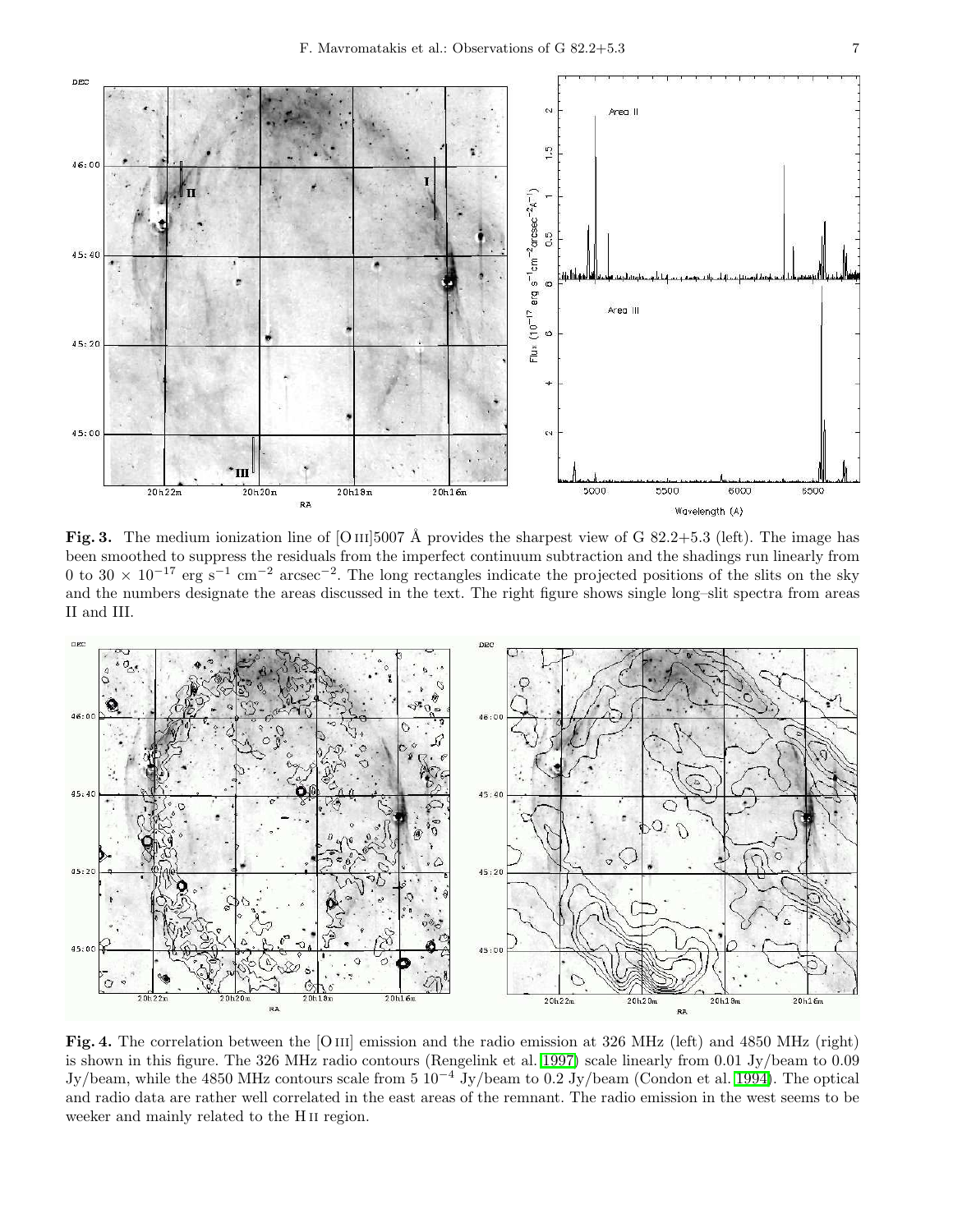**Fig. 3.** The medium ionization line of [O III]5007 Å provides the sharpest view of G 82.2+5.3 (left). The image has been smoothed to suppress the residuals from the imperfect continuum subtraction and the shadings run linearly from 0 to 30 $\times$ $10^{-17}$ erg s$^{-1}$ cm$^{-2}$ arcsec$^{-2}$. The long rectangles indicate the projected positions of the slits on the sky and the numbers designate the areas discussed in the text. The right figure shows single long–slit spectra from areas II and III.

**Fig. 4.** The correlation between the [O III] emission and the radio emission at 326 MHz (left) and 4850 MHz (right) is shown in this figure. The 326 MHz radio contours (Rengelink et al. 1997) scale linearly from 0.01 Jy/beam to 0.09 Jy/beam, while the 4850 MHz contours scale from 5 $10^{-4}$ Jy/beam to 0.2 Jy/beam (Condon et al. 1994). The optical and radio data are rather well correlated in the east areas of the remnant. The radio emission in the west seems to be weeker and mainly related to the H II region.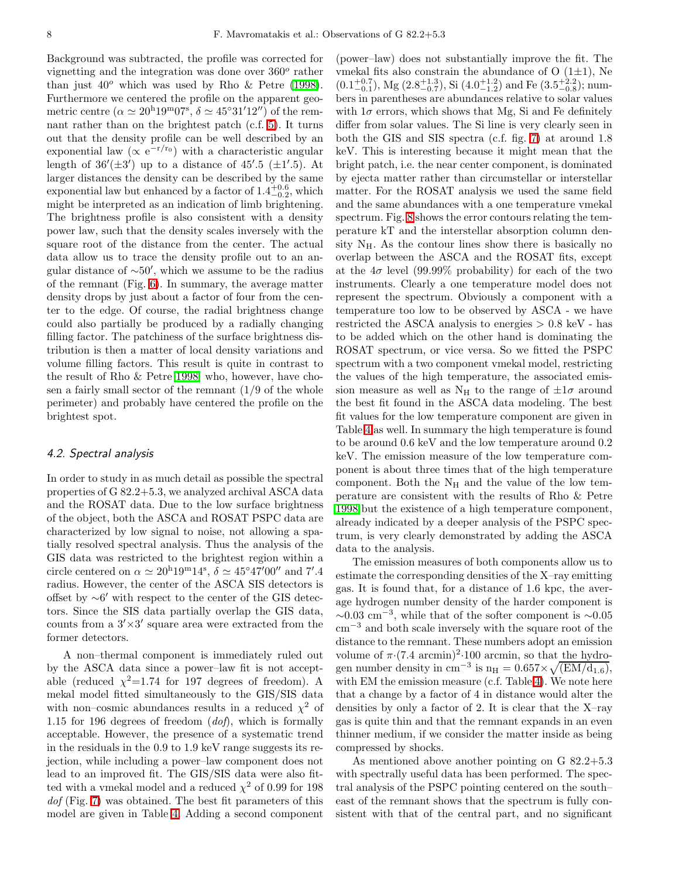Background was subtracted, the profile was corrected for vignetting and the integration was done over $360^o$ rather than just $40^o$ which was used by Rho & Petre (1998). Furthermore we centered the profile on the apparent geometric centre ($\alpha \simeq 20^{\rm h}19^{\rm m}07^{\rm s}$, $\delta \simeq 45^\circ 31' 12''$) of the remnant rather than on the brightest patch (c.f. 5). It turns out that the density profile can be well described by an exponential law ($\propto e^{-r/r_0}$) with a characteristic angular length of $36'(\pm 3')$ up to a distance of $45'.5$ ($\pm 1'.5$). At larger distances the density can be described by the same exponential law but enhanced by a factor of $1.4^{+0.6}_{-0.2}$, which might be interpreted as an indication of limb brightening. The brightness profile is also consistent with a density power law, such that the density scales inversely with the square root of the distance from the center. The actual data allow us to trace the density profile out to an angular distance of $\sim 50'$, which we assume to be the radius of the remnant (Fig. 6). In summary, the average matter density drops by just about a factor of four from the center to the edge. Of course, the radial brightness change could also partially be produced by a radially changing filling factor. The patchiness of the surface brightness distribution is then a matter of local density variations and volume filling factors. This result is quite in contrast to the result of Rho & Petre 1998 who, however, have chosen a fairly small sector of the remnant (1/9 of the whole perimeter) and probably have centered the profile on the brightest spot.

### 4.2. Spectral analysis

In order to study in as much detail as possible the spectral properties of G 82.2+5.3, we analyzed archival ASCA data and the ROSAT data. Due to the low surface brightness of the object, both the ASCA and ROSAT PSPC data are characterized by low signal to noise, not allowing a spatially resolved spectral analysis. Thus the analysis of the GIS data was restricted to the brightest region within a circle centered on $\alpha \simeq 20^{\rm h}19^{\rm m}14^{\rm s}$, $\delta \simeq 45^\circ 47' 00''$ and $7'.4$ radius. However, the center of the ASCA SIS detectors is offset by $\sim 6'$ with respect to the center of the GIS detectors. Since the SIS data partially overlap the GIS data, counts from a $3' \times 3'$ square area were extracted from the former detectors.

A non–thermal component is immediately ruled out by the ASCA data since a power–law fit is not acceptable (reduced $\chi^2$=1.74 for 197 degrees of freedom). A mekal model fitted simultaneously to the GIS/SIS data with non–cosmic abundances results in a reduced $\chi^2$ of 1.15 for 196 degrees of freedom (*dof*), which is formally acceptable. However, the presence of a systematic trend in the residuals in the 0.9 to 1.9 keV range suggests its rejection, while including a power–law component does not lead to an improved fit. The GIS/SIS data were also fitted with a vmekal model and a reduced $\chi^2$ of 0.99 for 198 *dof* (Fig. 7) was obtained. The best fit parameters of this model are given in Table 4. Adding a second component (power–law) does not substantially improve the fit. The vmekal fits also constrain the abundance of O ($1 \pm 1$), Ne ($0.1^{+0.7}_{-0.1}$), Mg ($2.8^{+1.3}_{-0.7}$), Si ($4.0^{+1.2}_{-1.2}$) and Fe ($3.5^{+2.2}_{-0.8}$); numbers in parentheses are abundances relative to solar values with $1\sigma$ errors, which shows that Mg, Si and Fe definitely differ from solar values. The Si line is very clearly seen in both the GIS and SIS spectra (c.f. fig. 7) at around 1.8 keV. This is interesting because it might mean that the bright patch, i.e. the near center component, is dominated by ejecta matter rather than circumstellar or interstellar matter. For the ROSAT analysis we used the same field and the same abundances with a one temperature vmekal spectrum. Fig. 8 shows the error contours relating the temperature kT and the interstellar absorption column density $N_{\rm H}$. As the contour lines show there is basically no overlap between the ASCA and the ROSAT fits, except at the $4\sigma$ level (99.99% probability) for each of the two instruments. Clearly a one temperature model does not represent the spectrum. Obviously a component with a temperature too low to be observed by ASCA - we have restricted the ASCA analysis to energies > 0.8 keV - has to be added which on the other hand is dominating the ROSAT spectrum, or vice versa. So we fitted the PSPC spectrum with a two component vmekal model, restricting the values of the high temperature, the associated emission measure as well as $N_{\rm H}$ to the range of $\pm 1\sigma$ around the best fit found in the ASCA data modeling. The best fit values for the low temperature component are given in Table 4 as well. In summary the high temperature is found to be around 0.6 keV and the low temperature around 0.2 keV. The emission measure of the low temperature component is about three times that of the high temperature component. Both the $N_{\rm H}$ and the value of the low temperature are consistent with the results of Rho & Petre 1998 but the existence of a high temperature component, already indicated by a deeper analysis of the PSPC spectrum, is very clearly demonstrated by adding the ASCA data to the analysis.

The emission measures of both components allow us to estimate the corresponding densities of the X–ray emitting gas. It is found that, for a distance of 1.6 kpc, the average hydrogen number density of the harder component is $\sim 0.03$ cm$^{-3}$, while that of the softer component is $\sim 0.05$ cm$^{-3}$ and both scale inversely with the square root of the distance to the remnant. These numbers adopt an emission volume of $\pi \cdot (7.4\ \rm{arcmin})^2 \cdot 100$ arcmin, so that the hydrogen number density in cm$^{-3}$ is $n_{\rm H} = 0.657 \times \sqrt{({\rm EM}/d_{1.6})}$, with EM the emission measure (c.f. Table 4). We note here that a change by a factor of 4 in distance would alter the densities by only a factor of 2. It is clear that the X–ray gas is quite thin and that the remnant expands in an even thinner medium, if we consider the matter inside as being compressed by shocks.

As mentioned above another pointing on G 82.2+5.3 with spectrally useful data has been performed. The spectral analysis of the PSPC pointing centered on the south–east of the remnant shows that the spectrum is fully consistent with that of the central part, and no significant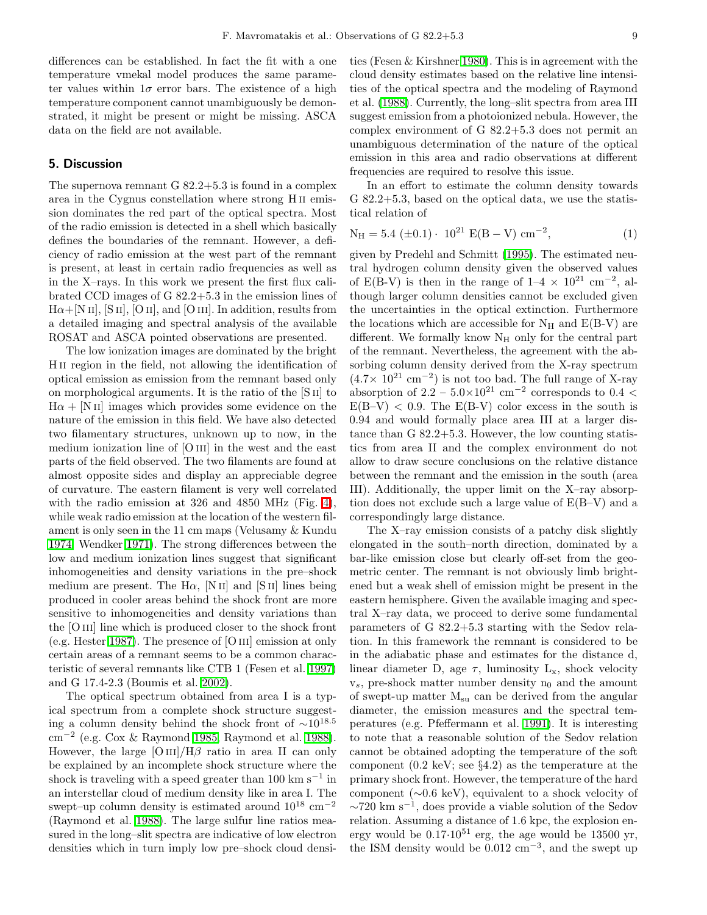differences can be established. In fact the fit with a one temperature vmekal model produces the same parameter values within $1\sigma$ error bars. The existence of a high temperature component cannot unambiguously be demonstrated, it might be present or might be missing. ASCA data on the field are not available.

## 5. Discussion

The supernova remnant G 82.2+5.3 is found in a complex area in the Cygnus constellation where strong H II emission dominates the red part of the optical spectra. Most of the radio emission is detected in a shell which basically defines the boundaries of the remnant. However, a deficiency of radio emission at the west part of the remnant is present, at least in certain radio frequencies as well as in the X–rays. In this work we present the first flux calibrated CCD images of G 82.2+5.3 in the emission lines of Hα+[N II], [S II], [O II], and [O III]. In addition, results from a detailed imaging and spectral analysis of the available ROSAT and ASCA pointed observations are presented.

The low ionization images are dominated by the bright H II region in the field, not allowing the identification of optical emission as emission from the remnant based only on morphological arguments. It is the ratio of the [S II] to Hα + [N II] images which provides some evidence on the nature of the emission in this field. We have also detected two filamentary structures, unknown up to now, in the medium ionization line of [O III] in the west and the east parts of the field observed. The two filaments are found at almost opposite sides and display an appreciable degree of curvature. The eastern filament is very well correlated with the radio emission at 326 and 4850 MHz (Fig. 4), while weak radio emission at the location of the western filament is only seen in the 11 cm maps (Velusamy & Kundu 1974; Wendker 1971). The strong differences between the low and medium ionization lines suggest that significant inhomogeneities and density variations in the pre–shock medium are present. The Hα, [N II] and [S II] lines being produced in cooler areas behind the shock front are more sensitive to inhomogeneities and density variations than the [O III] line which is produced closer to the shock front (e.g. Hester 1987). The presence of [O III] emission at only certain areas of a remnant seems to be a common characteristic of several remnants like CTB 1 (Fesen et al. 1997) and G 17.4-2.3 (Boumis et al. 2002).

The optical spectrum obtained from area I is a typical spectrum from a complete shock structure suggesting a column density behind the shock front of $\sim 10^{18.5}$ cm$^{-2}$ (e.g. Cox & Raymond 1985; Raymond et al. 1988). However, the large [O III]/Hβ ratio in area II can only be explained by an incomplete shock structure where the shock is traveling with a speed greater than 100 km s$^{-1}$ in an interstellar cloud of medium density like in area I. The swept–up column density is estimated around $10^{18}$ cm$^{-2}$ (Raymond et al. 1988). The large sulfur line ratios measured in the long–slit spectra are indicative of low electron densities which in turn imply low pre–shock cloud densities (Fesen & Kirshner 1980). This is in agreement with the cloud density estimates based on the relative line intensities of the optical spectra and the modeling of Raymond et al. (1988). Currently, the long–slit spectra from area III suggest emission from a photoionized nebula. However, the complex environment of G 82.2+5.3 does not permit an unambiguous determination of the nature of the optical emission in this area and radio observations at different frequencies are required to resolve this issue.

In an effort to estimate the column density towards G 82.2+5.3, based on the optical data, we use the statistical relation of

$$N_H = 5.4\ (\pm 0.1) \cdot\ 10^{21}\ E(B-V)\ \mathrm{cm}^{-2}, \tag{1}$$

given by Predehl and Schmitt (1995). The estimated neutral hydrogen column density given the observed values of E(B-V) is then in the range of 1–4 $\times\ 10^{21}$ cm$^{-2}$, although larger column densities cannot be excluded given the uncertainties in the optical extinction. Furthermore the locations which are accessible for $N_H$ and E(B-V) are different. We formally know $N_H$ only for the central part of the remnant. Nevertheless, the agreement with the absorbing column density derived from the X-ray spectrum ($4.7\times\ 10^{21}$ cm$^{-2}$) is not too bad. The full range of X-ray absorption of 2.2 – $5.0\times10^{21}$ cm$^{-2}$ corresponds to $0.4 < E(B–V) < 0.9$. The E(B-V) color excess in the south is 0.94 and would formally place area III at a larger distance than G 82.2+5.3. However, the low counting statistics from area II and the complex environment do not allow to draw secure conclusions on the relative distance between the remnant and the emission in the south (area III). Additionally, the upper limit on the X–ray absorption does not exclude such a large value of E(B–V) and a correspondingly large distance.

The X–ray emission consists of a patchy disk slightly elongated in the south–north direction, dominated by a bar-like emission close but clearly off-set from the geometric center. The remnant is not obviously limb brightened but a weak shell of emission might be present in the eastern hemisphere. Given the available imaging and spectral X–ray data, we proceed to derive some fundamental parameters of G 82.2+5.3 starting with the Sedov relation. In this framework the remnant is considered to be in the adiabatic phase and estimates for the distance d, linear diameter D, age $\tau$, luminosity $L_x$, shock velocity $v_s$, pre-shock matter number density $n_0$ and the amount of swept-up matter $M_{su}$ can be derived from the angular diameter, the emission measures and the spectral temperatures (e.g. Pfeffermann et al. 1991). It is interesting to note that a reasonable solution of the Sedov relation cannot be obtained adopting the temperature of the soft component (0.2 keV; see §4.2) as the temperature at the primary shock front. However, the temperature of the hard component (∼0.6 keV), equivalent to a shock velocity of ∼720 km s$^{-1}$, does provide a viable solution of the Sedov relation. Assuming a distance of 1.6 kpc, the explosion energy would be $0.17\cdot10^{51}$ erg, the age would be 13500 yr, the ISM density would be 0.012 cm$^{-3}$, and the swept up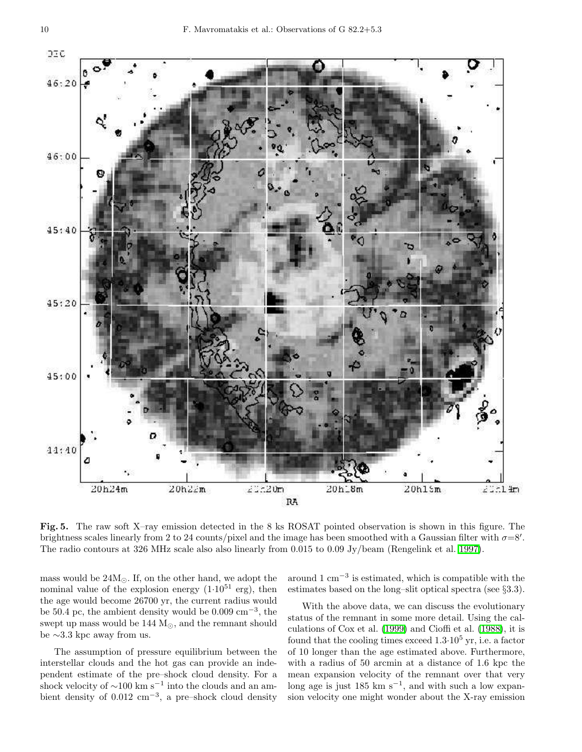**Fig. 5.** The raw soft X–ray emission detected in the 8 ks ROSAT pointed observation is shown in this figure. The brightness scales linearly from 2 to 24 counts/pixel and the image has been smoothed with a Gaussian filter with $\sigma$=8′. The radio contours at 326 MHz scale also also linearly from 0.015 to 0.09 Jy/beam (Rengelink et al. 1997).

mass would be 24M$_\odot$. If, on the other hand, we adopt the nominal value of the explosion energy ($1 \cdot 10^{51}$ erg), then the age would become 26700 yr, the current radius would be 50.4 pc, the ambient density would be 0.009 cm$^{-3}$, the swept up mass would be 144 M$_\odot$, and the remnant should be ∼3.3 kpc away from us.

The assumption of pressure equilibrium between the interstellar clouds and the hot gas can provide an independent estimate of the pre–shock cloud density. For a shock velocity of ∼100 km s$^{-1}$ into the clouds and an ambient density of 0.012 cm$^{-3}$, a pre–shock cloud density around 1 cm$^{-3}$ is estimated, which is compatible with the estimates based on the long–slit optical spectra (see §3.3).

With the above data, we can discuss the evolutionary status of the remnant in some more detail. Using the calculations of Cox et al. (1999) and Cioffi et al. (1988), it is found that the cooling times exceed $1.3 \cdot 10^5$ yr, i.e. a factor of 10 longer than the age estimated above. Furthermore, with a radius of 50 arcmin at a distance of 1.6 kpc the mean expansion velocity of the remnant over that very long age is just 185 km s$^{-1}$, and with such a low expansion velocity one might wonder about the X-ray emission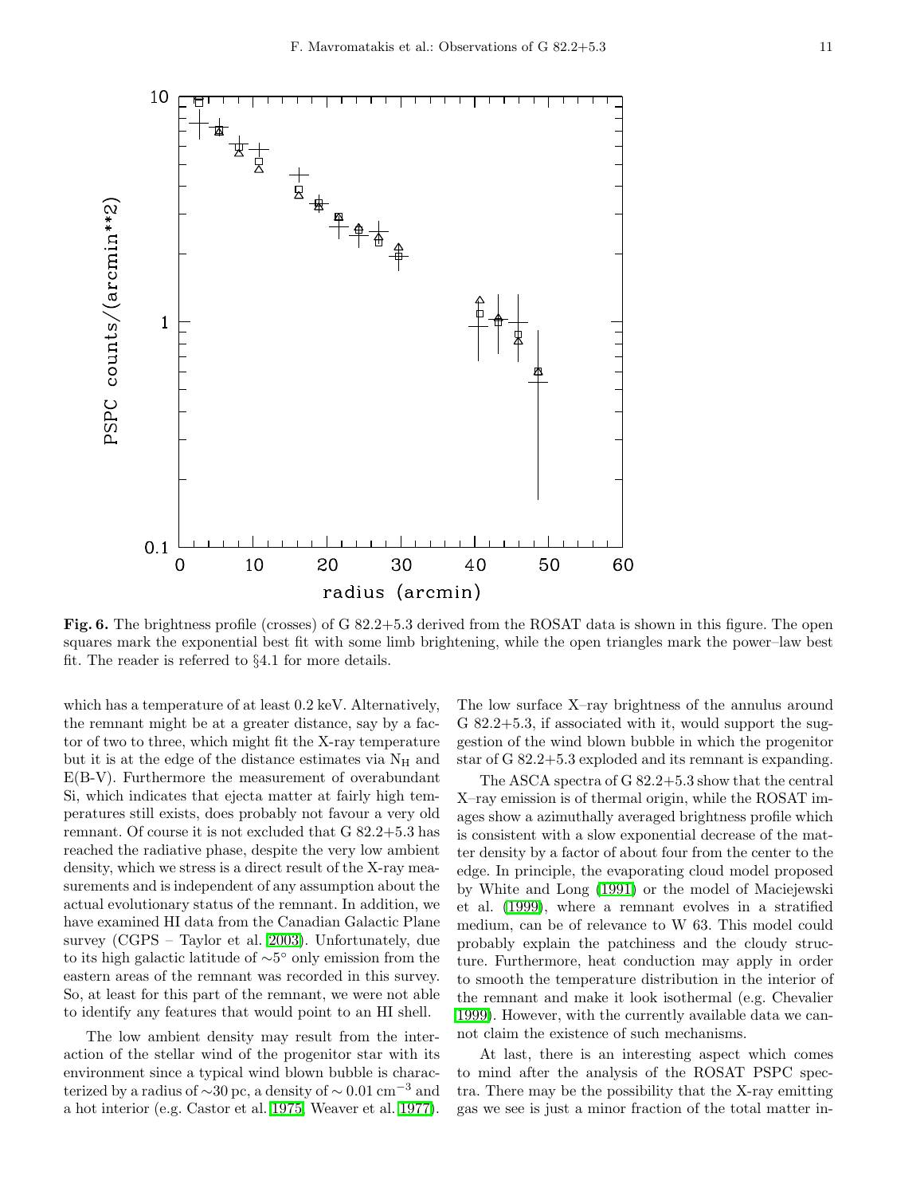**Fig. 6.** The brightness profile (crosses) of G 82.2+5.3 derived from the ROSAT data is shown in this figure. The open squares mark the exponential best fit with some limb brightening, while the open triangles mark the power–law best fit. The reader is referred to §4.1 for more details.

which has a temperature of at least 0.2 keV. Alternatively, the remnant might be at a greater distance, say by a factor of two to three, which might fit the X-ray temperature but it is at the edge of the distance estimates via $N_H$ and E(B-V). Furthermore the measurement of overabundant Si, which indicates that ejecta matter at fairly high temperatures still exists, does probably not favour a very old remnant. Of course it is not excluded that G 82.2+5.3 has reached the radiative phase, despite the very low ambient density, which we stress is a direct result of the X-ray measurements and is independent of any assumption about the actual evolutionary status of the remnant. In addition, we have examined HI data from the Canadian Galactic Plane survey (CGPS – Taylor et al. 2003). Unfortunately, due to its high galactic latitude of $\sim 5^{\circ}$ only emission from the eastern areas of the remnant was recorded in this survey. So, at least for this part of the remnant, we were not able to identify any features that would point to an HI shell.

The low ambient density may result from the interaction of the stellar wind of the progenitor star with its environment since a typical wind blown bubble is characterized by a radius of $\sim$30 pc, a density of $\sim 0.01\ \mathrm{cm}^{-3}$ and a hot interior (e.g. Castor et al. 1975, Weaver et al. 1977). The low surface X–ray brightness of the annulus around G 82.2+5.3, if associated with it, would support the suggestion of the wind blown bubble in which the progenitor star of G 82.2+5.3 exploded and its remnant is expanding.

The ASCA spectra of G 82.2+5.3 show that the central X–ray emission is of thermal origin, while the ROSAT images show a azimuthally averaged brightness profile which is consistent with a slow exponential decrease of the matter density by a factor of about four from the center to the edge. In principle, the evaporating cloud model proposed by White and Long (1991) or the model of Maciejewski et al. (1999), where a remnant evolves in a stratified medium, can be of relevance to W 63. This model could probably explain the patchiness and the cloudy structure. Furthermore, heat conduction may apply in order to smooth the temperature distribution in the interior of the remnant and make it look isothermal (e.g. Chevalier 1999). However, with the currently available data we cannot claim the existence of such mechanisms.

At last, there is an interesting aspect which comes to mind after the analysis of the ROSAT PSPC spectra. There may be the possibility that the X-ray emitting gas we see is just a minor fraction of the total matter in-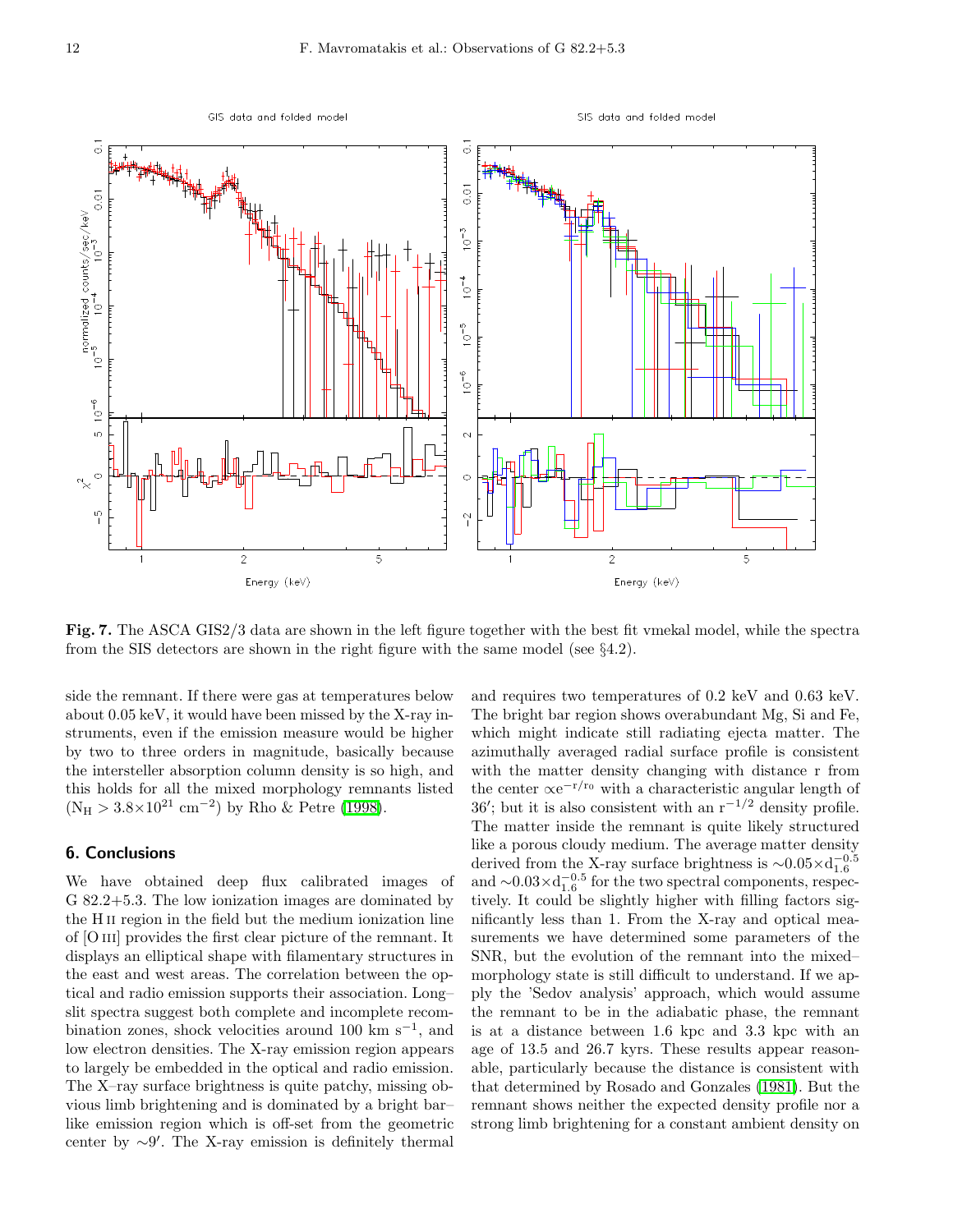**Fig. 7.** The ASCA GIS2/3 data are shown in the left figure together with the best fit vmekal model, while the spectra from the SIS detectors are shown in the right figure with the same model (see §4.2).

side the remnant. If there were gas at temperatures below about 0.05 keV, it would have been missed by the X-ray instruments, even if the emission measure would be higher by two to three orders in magnitude, basically because the intersteller absorption column density is so high, and this holds for all the mixed morphology remnants listed ($N_H > 3.8\times10^{21}$ cm$^{-2}$) by Rho & Petre (1998).

## 6. Conclusions

We have obtained deep flux calibrated images of G 82.2+5.3. The low ionization images are dominated by the H II region in the field but the medium ionization line of [O III] provides the first clear picture of the remnant. It displays an elliptical shape with filamentary structures in the east and west areas. The correlation between the optical and radio emission supports their association. Long–slit spectra suggest both complete and incomplete recombination zones, shock velocities around 100 km s$^{-1}$, and low electron densities. The X-ray emission region appears to largely be embedded in the optical and radio emission. The X–ray surface brightness is quite patchy, missing obvious limb brightening and is dominated by a bright bar–like emission region which is off-set from the geometric center by $\sim$9′. The X-ray emission is definitely thermal and requires two temperatures of 0.2 keV and 0.63 keV. The bright bar region shows overabundant Mg, Si and Fe, which might indicate still radiating ejecta matter. The azimuthally averaged radial surface profile is consistent with the matter density changing with distance r from the center $\propto e^{-r/r_0}$ with a characteristic angular length of 36′; but it is also consistent with an $r^{-1/2}$ density profile. The matter inside the remnant is quite likely structured like a porous cloudy medium. The average matter density derived from the X-ray surface brightness is $\sim 0.05\times d_{1.6}^{-0.5}$ and $\sim 0.03\times d_{1.6}^{-0.5}$ for the two spectral components, respectively. It could be slightly higher with filling factors significantly less than 1. From the X-ray and optical measurements we have determined some parameters of the SNR, but the evolution of the remnant into the mixed–morphology state is still difficult to understand. If we apply the 'Sedov analysis' approach, which would assume the remnant to be in the adiabatic phase, the remnant is at a distance between 1.6 kpc and 3.3 kpc with an age of 13.5 and 26.7 kyrs. These results appear reasonable, particularly because the distance is consistent with that determined by Rosado and Gonzales (1981). But the remnant shows neither the expected density profile nor a strong limb brightening for a constant ambient density on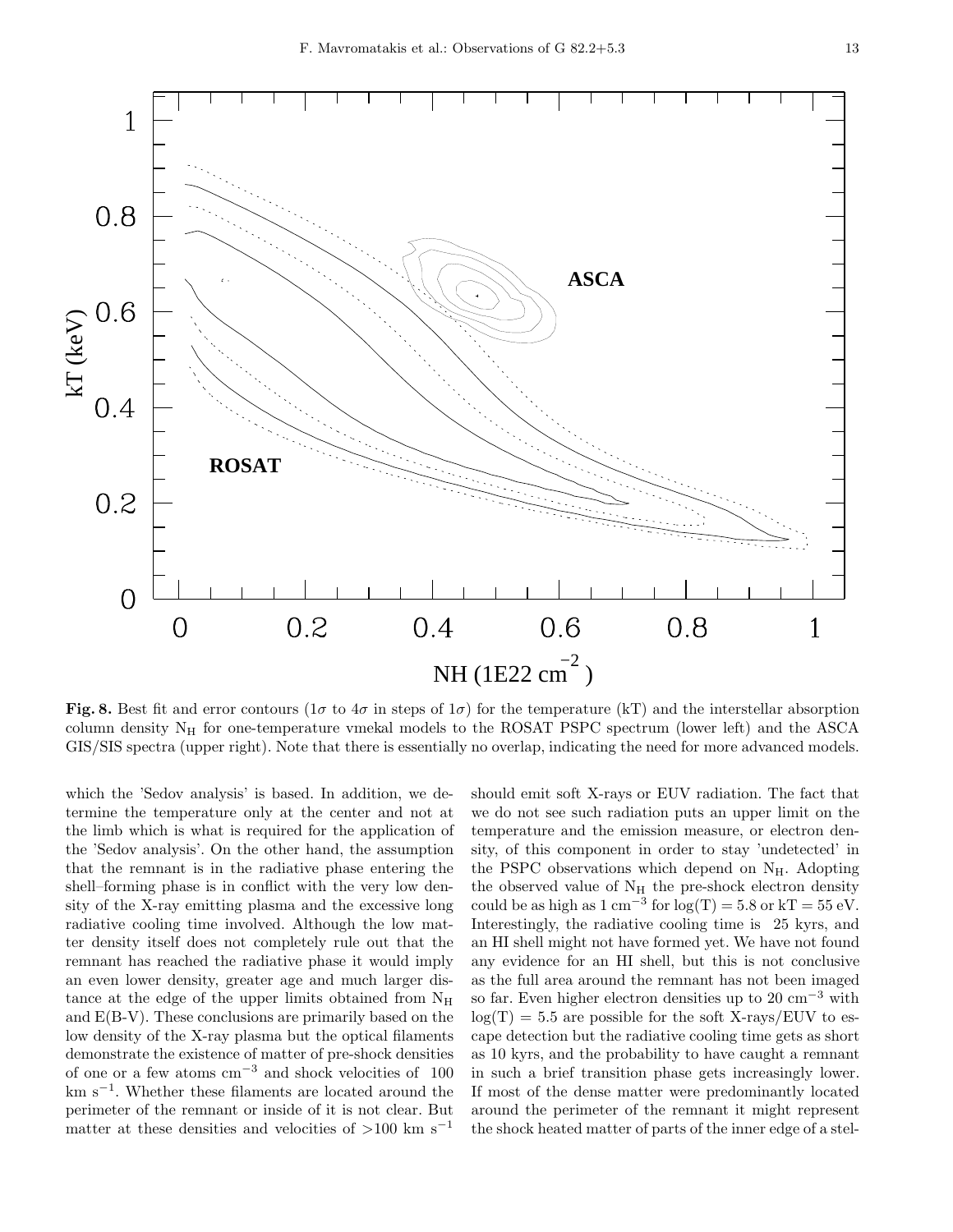**Fig. 8.** Best fit and error contours ($1\sigma$ to $4\sigma$ in steps of $1\sigma$) for the temperature (kT) and the interstellar absorption column density $N_H$ for one-temperature vmekal models to the ROSAT PSPC spectrum (lower left) and the ASCA GIS/SIS spectra (upper right). Note that there is essentially no overlap, indicating the need for more advanced models.

which the 'Sedov analysis' is based. In addition, we determine the temperature only at the center and not at the limb which is what is required for the application of the 'Sedov analysis'. On the other hand, the assumption that the remnant is in the radiative phase entering the shell–forming phase is in conflict with the very low density of the X-ray emitting plasma and the excessive long radiative cooling time involved. Although the low matter density itself does not completely rule out that the remnant has reached the radiative phase it would imply an even lower density, greater age and much larger distance at the edge of the upper limits obtained from $N_H$ and E(B-V). These conclusions are primarily based on the low density of the X-ray plasma but the optical filaments demonstrate the existence of matter of pre-shock densities of one or a few atoms $cm^{-3}$ and shock velocities of 100 km $s^{-1}$. Whether these filaments are located around the perimeter of the remnant or inside of it is not clear. But matter at these densities and velocities of >100 km $s^{-1}$ should emit soft X-rays or EUV radiation. The fact that we do not see such radiation puts an upper limit on the temperature and the emission measure, or electron density, of this component in order to stay 'undetected' in the PSPC observations which depend on $N_H$. Adopting the observed value of $N_H$ the pre-shock electron density could be as high as 1 $cm^{-3}$ for $\log(T) = 5.8$ or $kT = 55$ eV. Interestingly, the radiative cooling time is 25 kyrs, and an HI shell might not have formed yet. We have not found any evidence for an HI shell, but this is not conclusive as the full area around the remnant has not been imaged so far. Even higher electron densities up to 20 $cm^{-3}$ with $\log(T) = 5.5$ are possible for the soft X-rays/EUV to escape detection but the radiative cooling time gets as short as 10 kyrs, and the probability to have caught a remnant in such a brief transition phase gets increasingly lower. If most of the dense matter were predominantly located around the perimeter of the remnant it might represent the shock heated matter of parts of the inner edge of a stel-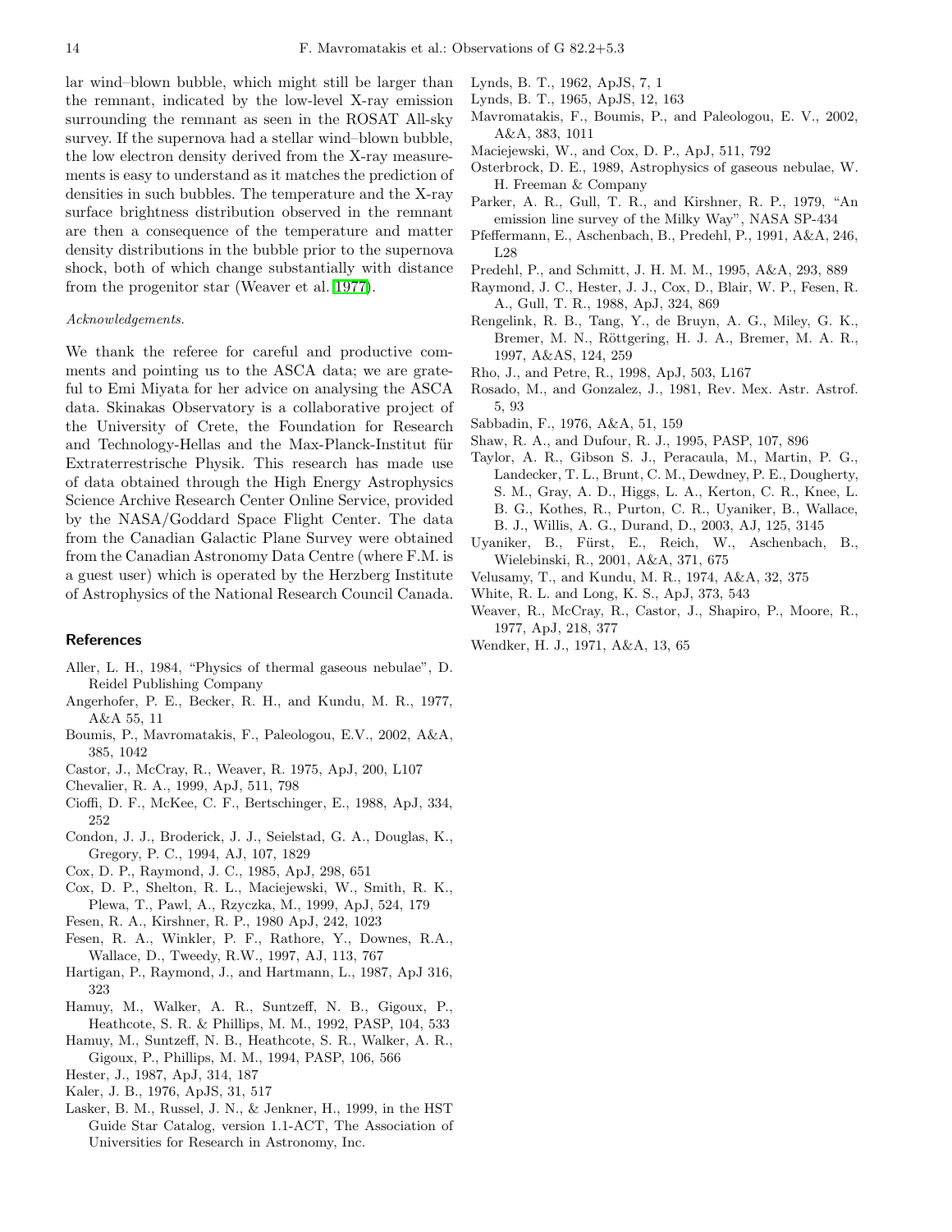lar wind–blown bubble, which might still be larger than the remnant, indicated by the low-level X-ray emission surrounding the remnant as seen in the ROSAT All-sky survey. If the supernova had a stellar wind–blown bubble, the low electron density derived from the X-ray measurements is easy to understand as it matches the prediction of densities in such bubbles. The temperature and the X-ray surface brightness distribution observed in the remnant are then a consequence of the temperature and matter density distributions in the bubble prior to the supernova shock, both of which change substantially with distance from the progenitor star (Weaver et al. 1977).

*Acknowledgements.*

We thank the referee for careful and productive comments and pointing us to the ASCA data; we are grateful to Emi Miyata for her advice on analysing the ASCA data. Skinakas Observatory is a collaborative project of the University of Crete, the Foundation for Research and Technology-Hellas and the Max-Planck-Institut für Extraterrestrische Physik. This research has made use of data obtained through the High Energy Astrophysics Science Archive Research Center Online Service, provided by the NASA/Goddard Space Flight Center. The data from the Canadian Galactic Plane Survey were obtained from the Canadian Astronomy Data Centre (where F.M. is a guest user) which is operated by the Herzberg Institute of Astrophysics of the National Research Council Canada.

## References

- Aller, L. H., 1984, "Physics of thermal gaseous nebulae", D. Reidel Publishing Company
- Angerhofer, P. E., Becker, R. H., and Kundu, M. R., 1977, A&A 55, 11
- Boumis, P., Mavromatakis, F., Paleologou, E.V., 2002, A&A, 385, 1042
- Castor, J., McCray, R., Weaver, R. 1975, ApJ, 200, L107
- Chevalier, R. A., 1999, ApJ, 511, 798
- Cioffi, D. F., McKee, C. F., Bertschinger, E., 1988, ApJ, 334, 252
- Condon, J. J., Broderick, J. J., Seielstad, G. A., Douglas, K., Gregory, P. C., 1994, AJ, 107, 1829
- Cox, D. P., Raymond, J. C., 1985, ApJ, 298, 651
- Cox, D. P., Shelton, R. L., Maciejewski, W., Smith, R. K., Plewa, T., Pawl, A., Rzyczka, M., 1999, ApJ, 524, 179
- Fesen, R. A., Kirshner, R. P., 1980 ApJ, 242, 1023
- Fesen, R. A., Winkler, P. F., Rathore, Y., Downes, R.A., Wallace, D., Tweedy, R.W., 1997, AJ, 113, 767
- Hartigan, P., Raymond, J., and Hartmann, L., 1987, ApJ 316, 323
- Hamuy, M., Walker, A. R., Suntzeff, N. B., Gigoux, P., Heathcote, S. R. & Phillips, M. M., 1992, PASP, 104, 533
- Hamuy, M., Suntzeff, N. B., Heathcote, S. R., Walker, A. R., Gigoux, P., Phillips, M. M., 1994, PASP, 106, 566
- Hester, J., 1987, ApJ, 314, 187
- Kaler, J. B., 1976, ApJS, 31, 517
- Lasker, B. M., Russel, J. N., & Jenkner, H., 1999, in the HST Guide Star Catalog, version 1.1-ACT, The Association of Universities for Research in Astronomy, Inc.
- Lynds, B. T., 1962, ApJS, 7, 1
- Lynds, B. T., 1965, ApJS, 12, 163
- Mavromatakis, F., Boumis, P., and Paleologou, E. V., 2002, A&A, 383, 1011
- Maciejewski, W., and Cox, D. P., ApJ, 511, 792
- Osterbrock, D. E., 1989, Astrophysics of gaseous nebulae, W. H. Freeman & Company
- Parker, A. R., Gull, T. R., and Kirshner, R. P., 1979, "An emission line survey of the Milky Way", NASA SP-434
- Pfeffermann, E., Aschenbach, B., Predehl, P., 1991, A&A, 246, L28
- Predehl, P., and Schmitt, J. H. M. M., 1995, A&A, 293, 889
- Raymond, J. C., Hester, J. J., Cox, D., Blair, W. P., Fesen, R. A., Gull, T. R., 1988, ApJ, 324, 869
- Rengelink, R. B., Tang, Y., de Bruyn, A. G., Miley, G. K., Bremer, M. N., Röttgering, H. J. A., Bremer, M. A. R., 1997, A&AS, 124, 259
- Rho, J., and Petre, R., 1998, ApJ, 503, L167
- Rosado, M., and Gonzalez, J., 1981, Rev. Mex. Astr. Astrof. 5, 93
- Sabbadin, F., 1976, A&A, 51, 159
- Shaw, R. A., and Dufour, R. J., 1995, PASP, 107, 896
- Taylor, A. R., Gibson S. J., Peracaula, M., Martin, P. G., Landecker, T. L., Brunt, C. M., Dewdney, P. E., Dougherty, S. M., Gray, A. D., Higgs, L. A., Kerton, C. R., Knee, L. B. G., Kothes, R., Purton, C. R., Uyaniker, B., Wallace, B. J., Willis, A. G., Durand, D., 2003, AJ, 125, 3145
- Uyaniker, B., Fürst, E., Reich, W., Aschenbach, B., Wielebinski, R., 2001, A&A, 371, 675
- Velusamy, T., and Kundu, M. R., 1974, A&A, 32, 375
- White, R. L. and Long, K. S., ApJ, 373, 543
- Weaver, R., McCray, R., Castor, J., Shapiro, P., Moore, R., 1977, ApJ, 218, 377
- Wendker, H. J., 1971, A&A, 13, 65